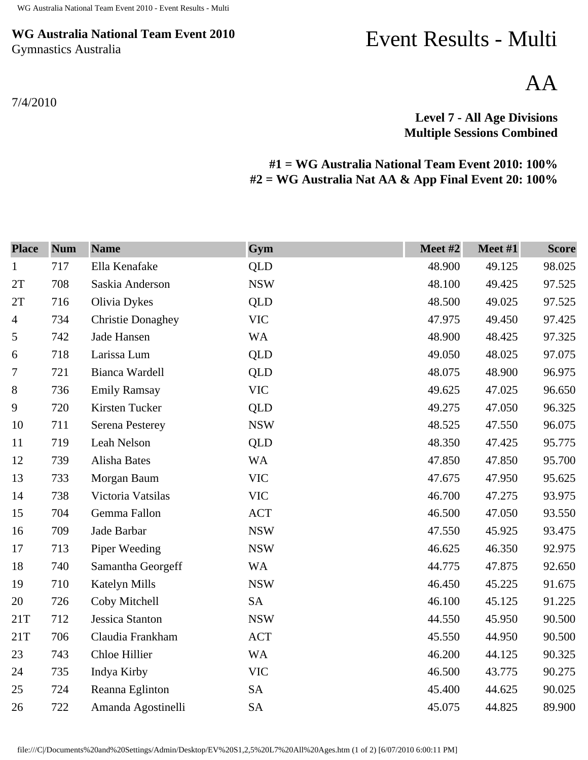**WG Australia National Team Event 2010**
Gymnastics Australia

# Event Results - Multi

# AA

7/4/2010

**Level 7 - All Age Divisions**
**Multiple Sessions Combined**

**#1 = WG Australia National Team Event 2010: 100%**
**#2 = WG Australia Nat AA & App Final Event 20: 100%**

| Place | Num | Name | Gym | Meet #2 | Meet #1 | Score |
|---|---|---|---|---|---|---|
| 1 | 717 | Ella Kenafake | QLD | 48.900 | 49.125 | 98.025 |
| 2T | 708 | Saskia Anderson | NSW | 48.100 | 49.425 | 97.525 |
| 2T | 716 | Olivia Dykes | QLD | 48.500 | 49.025 | 97.525 |
| 4 | 734 | Christie Donaghey | VIC | 47.975 | 49.450 | 97.425 |
| 5 | 742 | Jade Hansen | WA | 48.900 | 48.425 | 97.325 |
| 6 | 718 | Larissa Lum | QLD | 49.050 | 48.025 | 97.075 |
| 7 | 721 | Bianca Wardell | QLD | 48.075 | 48.900 | 96.975 |
| 8 | 736 | Emily Ramsay | VIC | 49.625 | 47.025 | 96.650 |
| 9 | 720 | Kirsten Tucker | QLD | 49.275 | 47.050 | 96.325 |
| 10 | 711 | Serena Pesterey | NSW | 48.525 | 47.550 | 96.075 |
| 11 | 719 | Leah Nelson | QLD | 48.350 | 47.425 | 95.775 |
| 12 | 739 | Alisha Bates | WA | 47.850 | 47.850 | 95.700 |
| 13 | 733 | Morgan Baum | VIC | 47.675 | 47.950 | 95.625 |
| 14 | 738 | Victoria Vatsilas | VIC | 46.700 | 47.275 | 93.975 |
| 15 | 704 | Gemma Fallon | ACT | 46.500 | 47.050 | 93.550 |
| 16 | 709 | Jade Barbar | NSW | 47.550 | 45.925 | 93.475 |
| 17 | 713 | Piper Weeding | NSW | 46.625 | 46.350 | 92.975 |
| 18 | 740 | Samantha Georgeff | WA | 44.775 | 47.875 | 92.650 |
| 19 | 710 | Katelyn Mills | NSW | 46.450 | 45.225 | 91.675 |
| 20 | 726 | Coby Mitchell | SA | 46.100 | 45.125 | 91.225 |
| 21T | 712 | Jessica Stanton | NSW | 44.550 | 45.950 | 90.500 |
| 21T | 706 | Claudia Frankham | ACT | 45.550 | 44.950 | 90.500 |
| 23 | 743 | Chloe Hillier | WA | 46.200 | 44.125 | 90.325 |
| 24 | 735 | Indya Kirby | VIC | 46.500 | 43.775 | 90.275 |
| 25 | 724 | Reanna Eglinton | SA | 45.400 | 44.625 | 90.025 |
| 26 | 722 | Amanda Agostinelli | SA | 45.075 | 44.825 | 89.900 |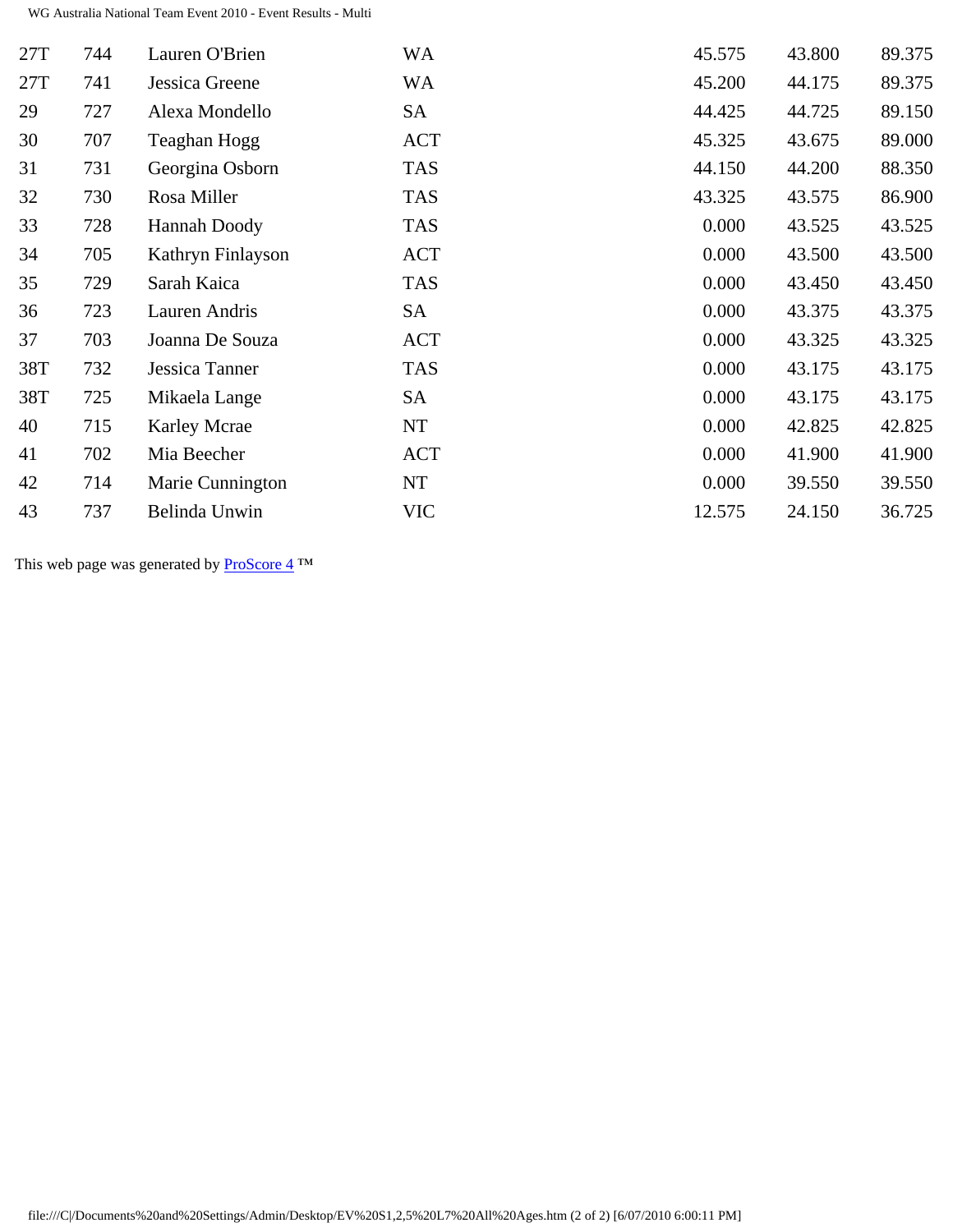| | | | | | | |
|---|---|---|---|---|---|---|
| 27T | 744 | Lauren O'Brien | WA | 45.575 | 43.800 | 89.375 |
| 27T | 741 | Jessica Greene | WA | 45.200 | 44.175 | 89.375 |
| 29 | 727 | Alexa Mondello | SA | 44.425 | 44.725 | 89.150 |
| 30 | 707 | Teaghan Hogg | ACT | 45.325 | 43.675 | 89.000 |
| 31 | 731 | Georgina Osborn | TAS | 44.150 | 44.200 | 88.350 |
| 32 | 730 | Rosa Miller | TAS | 43.325 | 43.575 | 86.900 |
| 33 | 728 | Hannah Doody | TAS | 0.000 | 43.525 | 43.525 |
| 34 | 705 | Kathryn Finlayson | ACT | 0.000 | 43.500 | 43.500 |
| 35 | 729 | Sarah Kaica | TAS | 0.000 | 43.450 | 43.450 |
| 36 | 723 | Lauren Andris | SA | 0.000 | 43.375 | 43.375 |
| 37 | 703 | Joanna De Souza | ACT | 0.000 | 43.325 | 43.325 |
| 38T | 732 | Jessica Tanner | TAS | 0.000 | 43.175 | 43.175 |
| 38T | 725 | Mikaela Lange | SA | 0.000 | 43.175 | 43.175 |
| 40 | 715 | Karley Mcrae | NT | 0.000 | 42.825 | 42.825 |
| 41 | 702 | Mia Beecher | ACT | 0.000 | 41.900 | 41.900 |
| 42 | 714 | Marie Cunnington | NT | 0.000 | 39.550 | 39.550 |
| 43 | 737 | Belinda Unwin | VIC | 12.575 | 24.150 | 36.725 |

This web page was generated by ProScore 4 ™